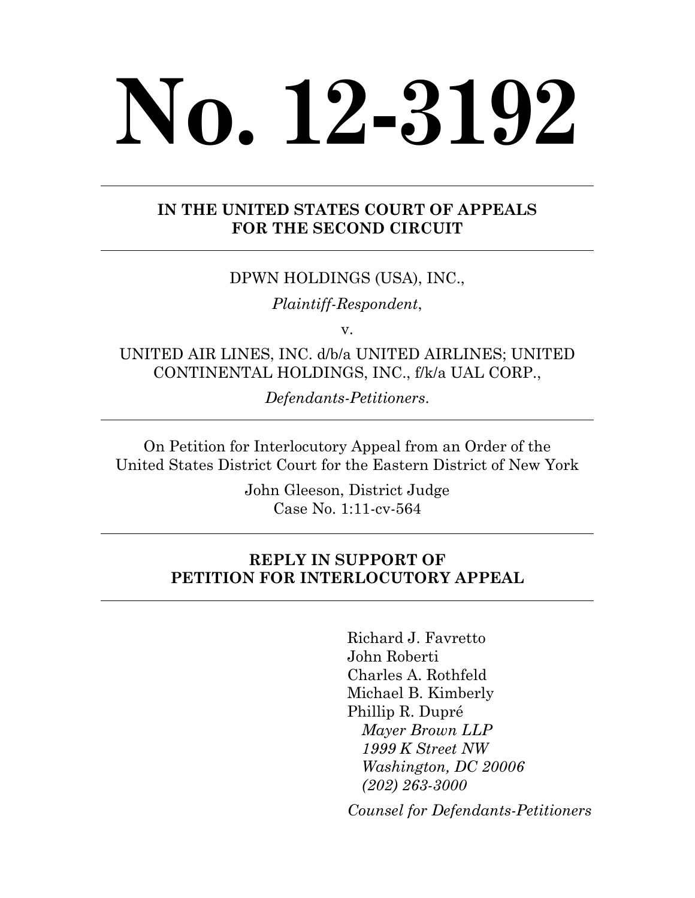# No. 12-3192

---

**IN THE UNITED STATES COURT OF APPEALS**
**FOR THE SECOND CIRCUIT**

---

DPWN HOLDINGS (USA), INC.,

*Plaintiff-Respondent*,

v.

UNITED AIR LINES, INC. d/b/a UNITED AIRLINES; UNITED CONTINENTAL HOLDINGS, INC., f/k/a UAL CORP.,

*Defendants-Petitioners*.

---

On Petition for Interlocutory Appeal from an Order of the United States District Court for the Eastern District of New York

John Gleeson, District Judge
Case No. 1:11-cv-564

---

**REPLY IN SUPPORT OF**
**PETITION FOR INTERLOCUTORY APPEAL**

---

Richard J. Favretto
John Roberti
Charles A. Rothfeld
Michael B. Kimberly
Phillip R. Dupré
*Mayer Brown LLP*
*1999 K Street NW*
*Washington, DC 20006*
*(202) 263-3000*

*Counsel for Defendants-Petitioners*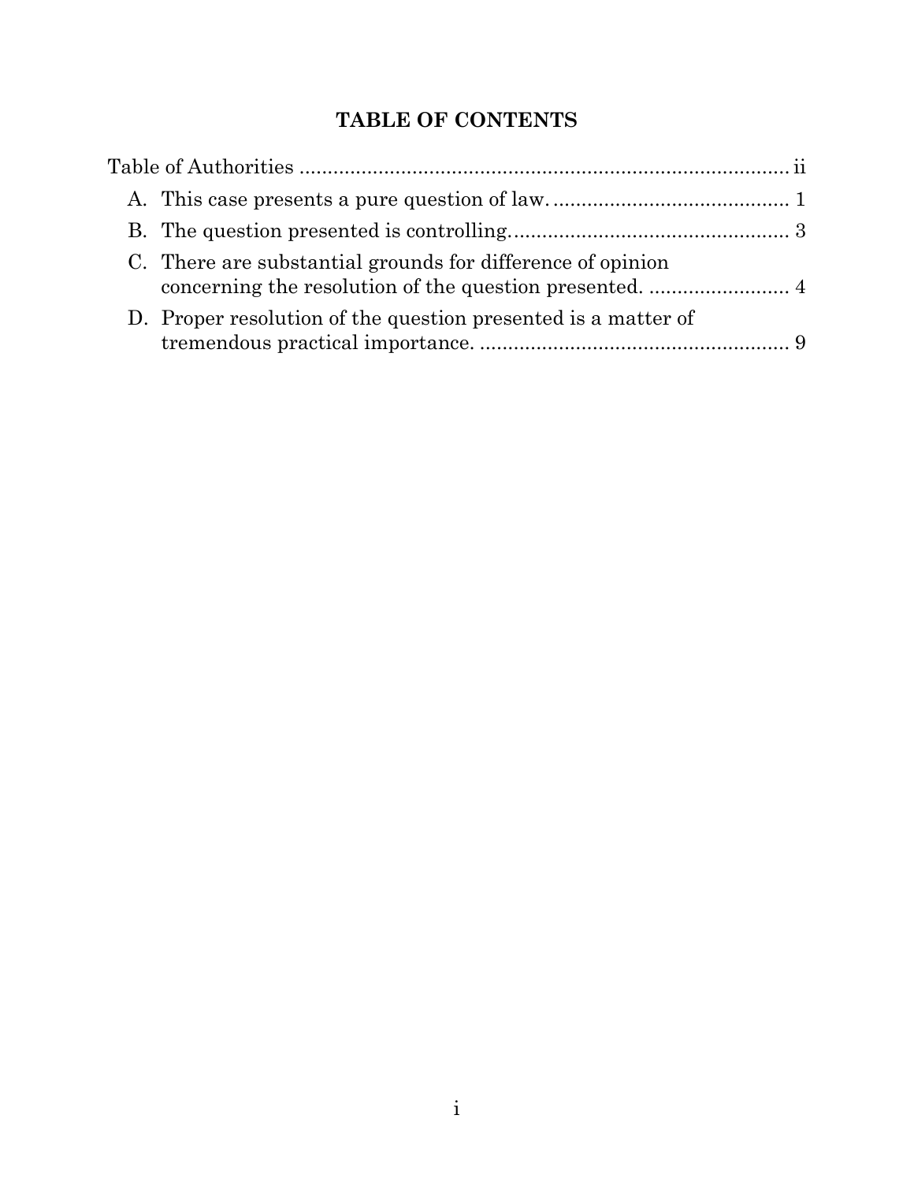# TABLE OF CONTENTS

Table of Authorities ..................................................................................... ii

A. This case presents a pure question of law. ......................................... 1

B. The question presented is controlling. ................................................ 3

C. There are substantial grounds for difference of opinion concerning the resolution of the question presented. ......................... 4

D. Proper resolution of the question presented is a matter of tremendous practical importance. ...................................................... 9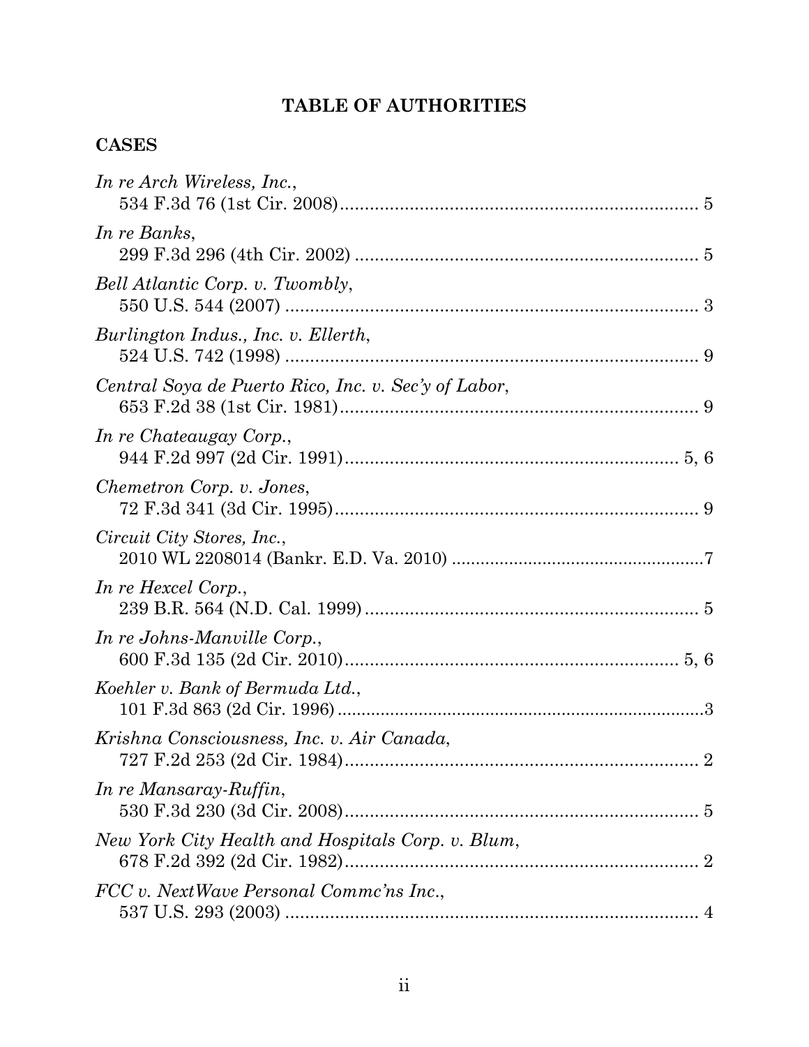# TABLE OF AUTHORITIES

## CASES

*In re Arch Wireless, Inc.*,
534 F.3d 76 (1st Cir. 2008) ........................................................................ 5

*In re Banks*,
299 F.3d 296 (4th Cir. 2002) ...................................................................... 5

*Bell Atlantic Corp. v. Twombly*,
550 U.S. 544 (2007) .................................................................................... 3

*Burlington Indus., Inc. v. Ellerth*,
524 U.S. 742 (1998) .................................................................................... 9

*Central Soya de Puerto Rico, Inc. v. Sec'y of Labor*,
653 F.2d 38 (1st Cir. 1981) ......................................................................... 9

*In re Chateaugay Corp.*,
944 F.2d 997 (2d Cir. 1991) .................................................................... 5, 6

*Chemetron Corp. v. Jones*,
72 F.3d 341 (3d Cir. 1995) .......................................................................... 9

*Circuit City Stores, Inc.*,
2010 WL 2208014 (Bankr. E.D. Va. 2010) ....................................................7

*In re Hexcel Corp.*,
239 B.R. 564 (N.D. Cal. 1999) .................................................................... 5

*In re Johns-Manville Corp.*,
600 F.3d 135 (2d Cir. 2010) .................................................................... 5, 6

*Koehler v. Bank of Bermuda Ltd.*,
101 F.3d 863 (2d Cir. 1996) ...........................................................................3

*Krishna Consciousness, Inc. v. Air Canada*,
727 F.2d 253 (2d Cir. 1984) ........................................................................ 2

*In re Mansaray-Ruffin*,
530 F.3d 230 (3d Cir. 2008) ........................................................................ 5

*New York City Health and Hospitals Corp. v. Blum*,
678 F.2d 392 (2d Cir. 1982) ........................................................................ 2

*FCC v. NextWave Personal Commc'ns Inc.*,
537 U.S. 293 (2003) .................................................................................... 4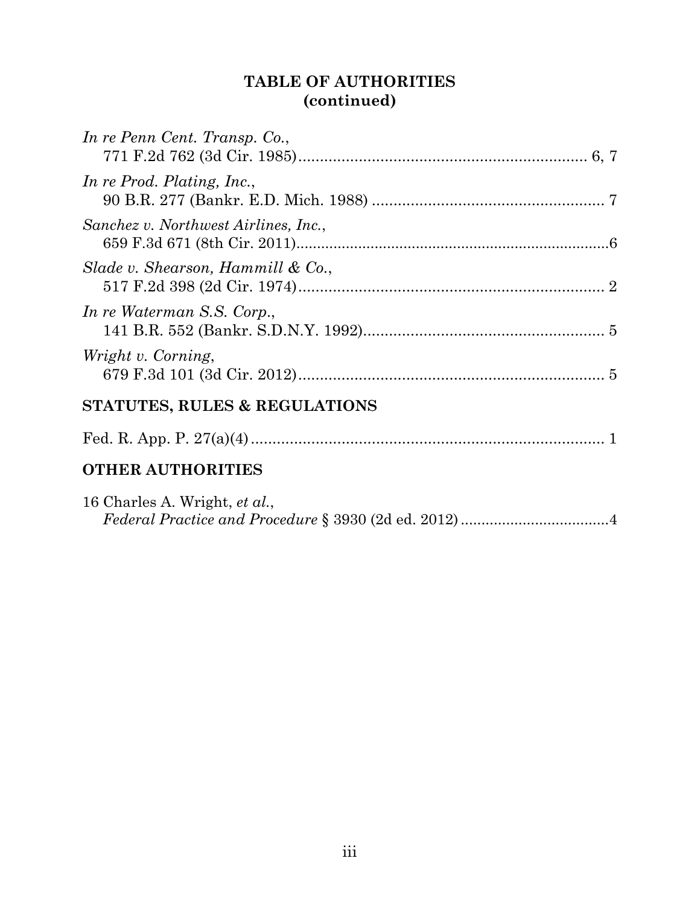## TABLE OF AUTHORITIES (continued)

*In re Penn Cent. Transp. Co.*,
771 F.2d 762 (3d Cir. 1985) .................................................................. 6, 7

*In re Prod. Plating, Inc.*,
90 B.R. 277 (Bankr. E.D. Mich. 1988) ...................................................... 7

*Sanchez v. Northwest Airlines, Inc.*,
659 F.3d 671 (8th Cir. 2011) .......................................................................6

*Slade v. Shearson, Hammill & Co.*,
517 F.2d 398 (2d Cir. 1974) ........................................................................ 2

*In re Waterman S.S. Corp.*,
141 B.R. 552 (Bankr. S.D.N.Y. 1992) ........................................................ 5

*Wright v. Corning*,
679 F.3d 101 (3d Cir. 2012) ........................................................................ 5

## STATUTES, RULES & REGULATIONS

Fed. R. App. P. 27(a)(4) .................................................................................. 1

## OTHER AUTHORITIES

16 Charles A. Wright, *et al.*,
*Federal Practice and Procedure* § 3930 (2d ed. 2012) ..................................4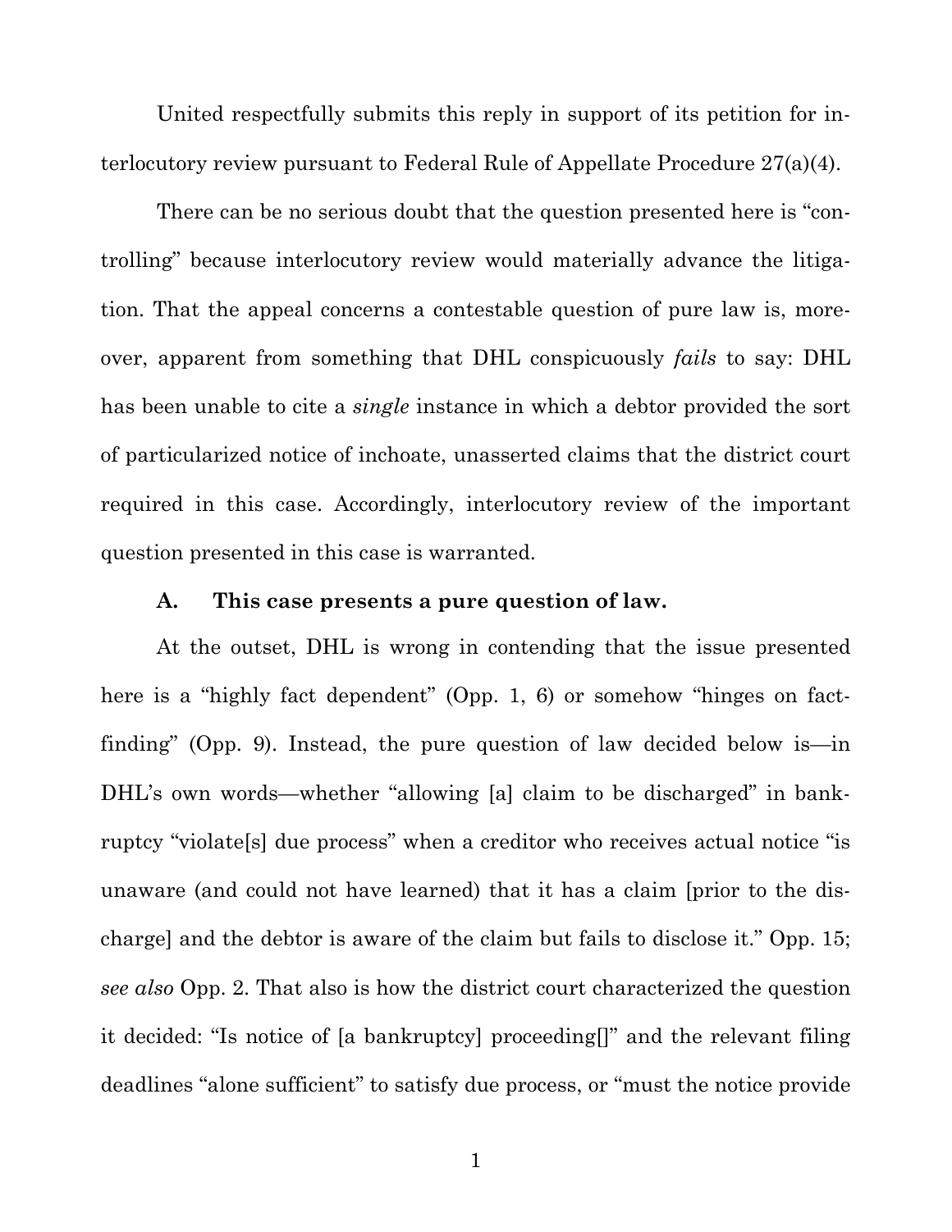United respectfully submits this reply in support of its petition for interlocutory review pursuant to Federal Rule of Appellate Procedure 27(a)(4).

There can be no serious doubt that the question presented here is "controlling" because interlocutory review would materially advance the litigation. That the appeal concerns a contestable question of pure law is, moreover, apparent from something that DHL conspicuously *fails* to say: DHL has been unable to cite a *single* instance in which a debtor provided the sort of particularized notice of inchoate, unasserted claims that the district court required in this case. Accordingly, interlocutory review of the important question presented in this case is warranted.

### A. This case presents a pure question of law.

At the outset, DHL is wrong in contending that the issue presented here is a "highly fact dependent" (Opp. 1, 6) or somehow "hinges on fact-finding" (Opp. 9). Instead, the pure question of law decided below is—in DHL's own words—whether "allowing [a] claim to be discharged" in bankruptcy "violate[s] due process" when a creditor who receives actual notice "is unaware (and could not have learned) that it has a claim [prior to the discharge] and the debtor is aware of the claim but fails to disclose it." Opp. 15; *see also* Opp. 2. That also is how the district court characterized the question it decided: "Is notice of [a bankruptcy] proceeding[]" and the relevant filing deadlines "alone sufficient" to satisfy due process, or "must the notice provide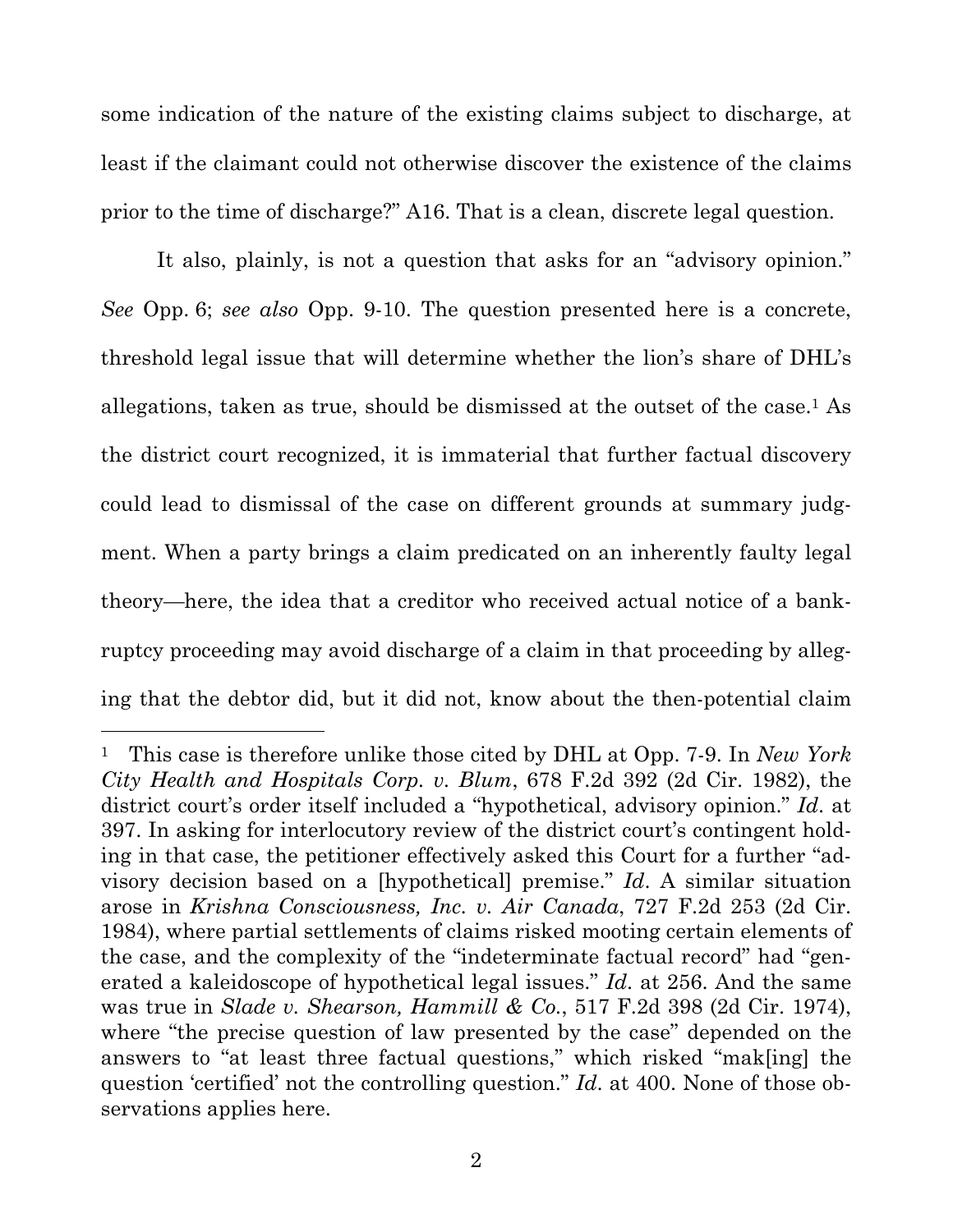some indication of the nature of the existing claims subject to discharge, at least if the claimant could not otherwise discover the existence of the claims prior to the time of discharge?" A16. That is a clean, discrete legal question.

It also, plainly, is not a question that asks for an "advisory opinion." *See* Opp. 6; *see also* Opp. 9-10. The question presented here is a concrete, threshold legal issue that will determine whether the lion's share of DHL's allegations, taken as true, should be dismissed at the outset of the case.[1] As the district court recognized, it is immaterial that further factual discovery could lead to dismissal of the case on different grounds at summary judgment. When a party brings a claim predicated on an inherently faulty legal theory—here, the idea that a creditor who received actual notice of a bankruptcy proceeding may avoid discharge of a claim in that proceeding by alleging that the debtor did, but it did not, know about the then-potential claim

---

[1] This case is therefore unlike those cited by DHL at Opp. 7-9. In *New York City Health and Hospitals Corp. v. Blum*, 678 F.2d 392 (2d Cir. 1982), the district court's order itself included a "hypothetical, advisory opinion." *Id.* at 397. In asking for interlocutory review of the district court's contingent holding in that case, the petitioner effectively asked this Court for a further "advisory decision based on a [hypothetical] premise." *Id.* A similar situation arose in *Krishna Consciousness, Inc. v. Air Canada*, 727 F.2d 253 (2d Cir. 1984), where partial settlements of claims risked mooting certain elements of the case, and the complexity of the "indeterminate factual record" had "generated a kaleidoscope of hypothetical legal issues." *Id.* at 256. And the same was true in *Slade v. Shearson, Hammill & Co.*, 517 F.2d 398 (2d Cir. 1974), where "the precise question of law presented by the case" depended on the answers to "at least three factual questions," which risked "mak[ing] the question 'certified' not the controlling question." *Id.* at 400. None of those observations applies here.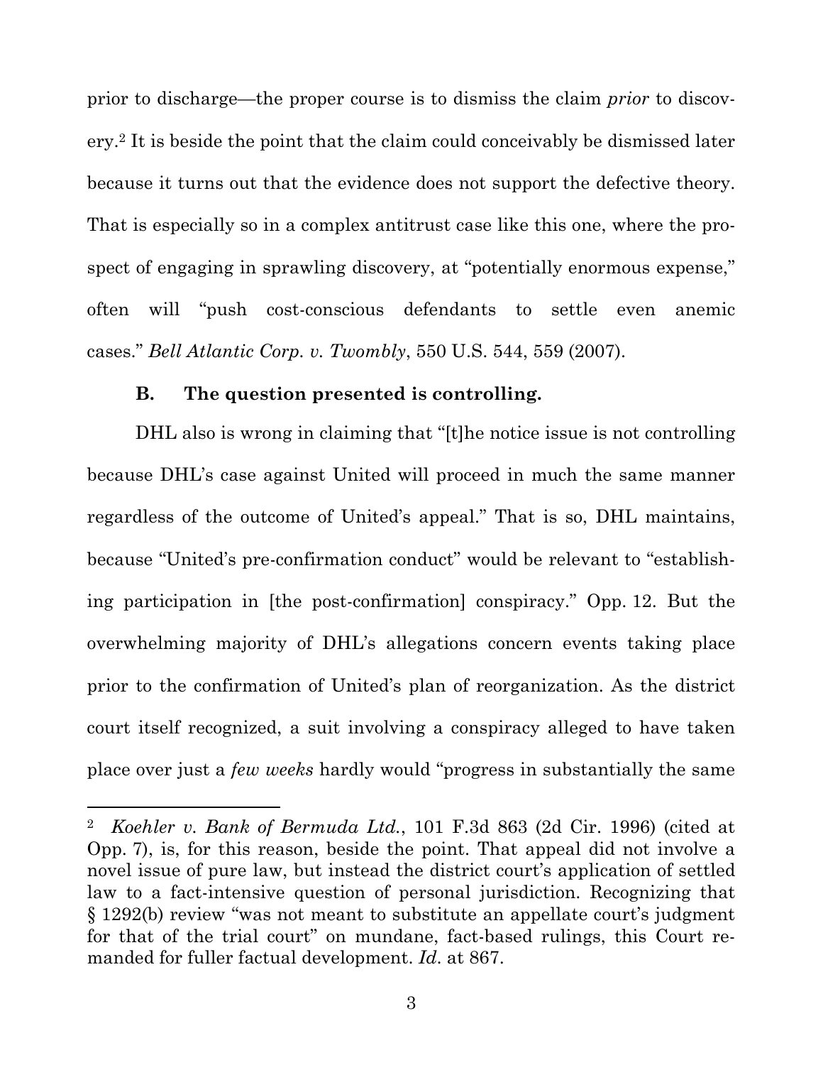prior to discharge—the proper course is to dismiss the claim *prior* to discovery.[2] It is beside the point that the claim could conceivably be dismissed later because it turns out that the evidence does not support the defective theory. That is especially so in a complex antitrust case like this one, where the prospect of engaging in sprawling discovery, at "potentially enormous expense," often will "push cost-conscious defendants to settle even anemic cases." *Bell Atlantic Corp. v. Twombly*, 550 U.S. 544, 559 (2007).

### B. The question presented is controlling.

DHL also is wrong in claiming that "[t]he notice issue is not controlling because DHL's case against United will proceed in much the same manner regardless of the outcome of United's appeal." That is so, DHL maintains, because "United's pre-confirmation conduct" would be relevant to "establishing participation in [the post-confirmation] conspiracy." Opp. 12. But the overwhelming majority of DHL's allegations concern events taking place prior to the confirmation of United's plan of reorganization. As the district court itself recognized, a suit involving a conspiracy alleged to have taken place over just a *few weeks* hardly would "progress in substantially the same

---

[2] *Koehler v. Bank of Bermuda Ltd.*, 101 F.3d 863 (2d Cir. 1996) (cited at Opp. 7), is, for this reason, beside the point. That appeal did not involve a novel issue of pure law, but instead the district court's application of settled law to a fact-intensive question of personal jurisdiction. Recognizing that § 1292(b) review "was not meant to substitute an appellate court's judgment for that of the trial court" on mundane, fact-based rulings, this Court remanded for fuller factual development. *Id.* at 867.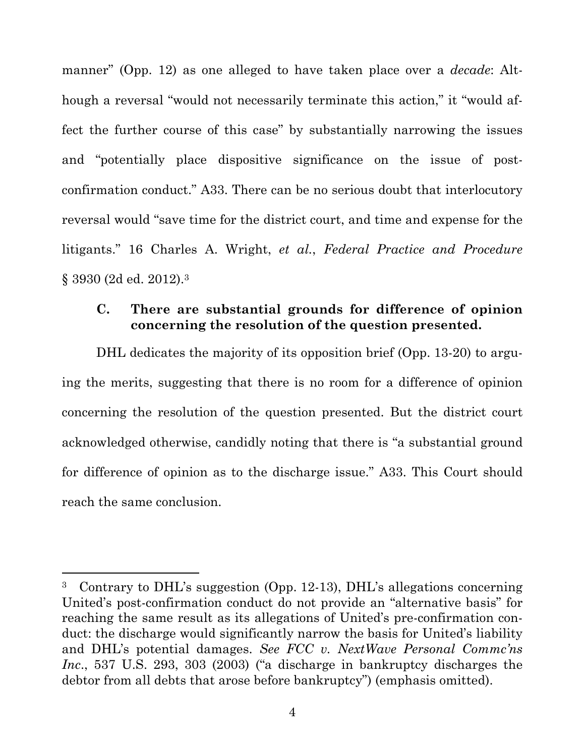manner" (Opp. 12) as one alleged to have taken place over a *decade*: Although a reversal "would not necessarily terminate this action," it "would affect the further course of this case" by substantially narrowing the issues and "potentially place dispositive significance on the issue of post-confirmation conduct." A33. There can be no serious doubt that interlocutory reversal would "save time for the district court, and time and expense for the litigants." 16 Charles A. Wright, *et al.*, *Federal Practice and Procedure* § 3930 (2d ed. 2012).[3]

### C. There are substantial grounds for difference of opinion concerning the resolution of the question presented.

DHL dedicates the majority of its opposition brief (Opp. 13-20) to arguing the merits, suggesting that there is no room for a difference of opinion concerning the resolution of the question presented. But the district court acknowledged otherwise, candidly noting that there is "a substantial ground for difference of opinion as to the discharge issue." A33. This Court should reach the same conclusion.

---

[3] Contrary to DHL's suggestion (Opp. 12-13), DHL's allegations concerning United's post-confirmation conduct do not provide an "alternative basis" for reaching the same result as its allegations of United's pre-confirmation conduct: the discharge would significantly narrow the basis for United's liability and DHL's potential damages. *See FCC v. NextWave Personal Commc'ns Inc*., 537 U.S. 293, 303 (2003) ("a discharge in bankruptcy discharges the debtor from all debts that arose before bankruptcy") (emphasis omitted).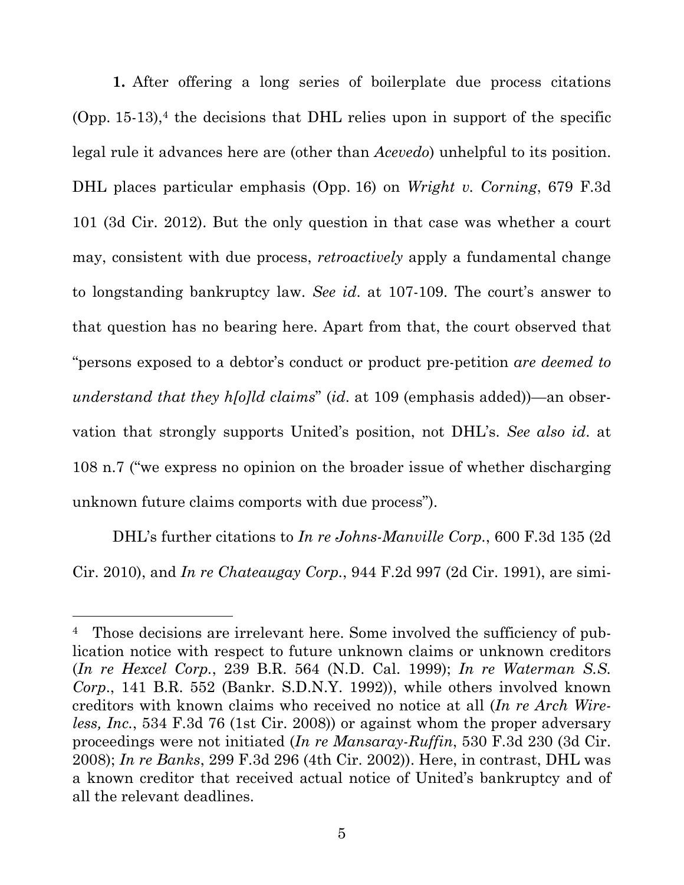**1.** After offering a long series of boilerplate due process citations (Opp. 15-13),[4] the decisions that DHL relies upon in support of the specific legal rule it advances here are (other than *Acevedo*) unhelpful to its position. DHL places particular emphasis (Opp. 16) on *Wright v. Corning*, 679 F.3d 101 (3d Cir. 2012). But the only question in that case was whether a court may, consistent with due process, *retroactively* apply a fundamental change to longstanding bankruptcy law. *See id.* at 107-109. The court's answer to that question has no bearing here. Apart from that, the court observed that "persons exposed to a debtor's conduct or product pre-petition *are deemed to understand that they h[o]ld claims*" (*id.* at 109 (emphasis added))—an observation that strongly supports United's position, not DHL's. *See also id.* at 108 n.7 ("we express no opinion on the broader issue of whether discharging unknown future claims comports with due process").

DHL's further citations to *In re Johns-Manville Corp.*, 600 F.3d 135 (2d Cir. 2010), and *In re Chateaugay Corp.*, 944 F.2d 997 (2d Cir. 1991), are simi-

---

[4] Those decisions are irrelevant here. Some involved the sufficiency of publication notice with respect to future unknown claims or unknown creditors (*In re Hexcel Corp.*, 239 B.R. 564 (N.D. Cal. 1999); *In re Waterman S.S. Corp.*, 141 B.R. 552 (Bankr. S.D.N.Y. 1992)), while others involved known creditors with known claims who received no notice at all (*In re Arch Wireless, Inc.*, 534 F.3d 76 (1st Cir. 2008)) or against whom the proper adversary proceedings were not initiated (*In re Mansaray-Ruffin*, 530 F.3d 230 (3d Cir. 2008); *In re Banks*, 299 F.3d 296 (4th Cir. 2002)). Here, in contrast, DHL was a known creditor that received actual notice of United's bankruptcy and of all the relevant deadlines.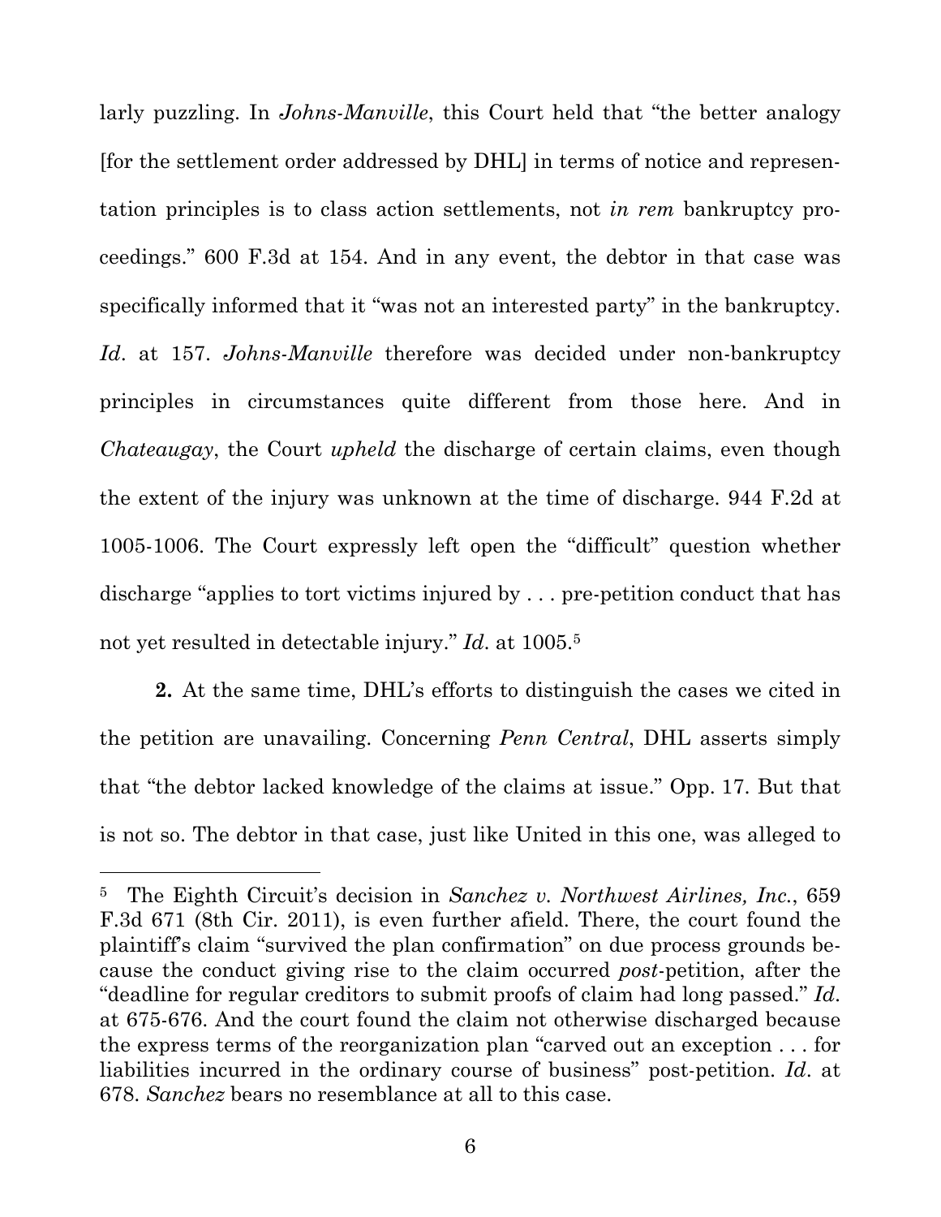larly puzzling. In *Johns-Manville*, this Court held that "the better analogy [for the settlement order addressed by DHL] in terms of notice and representation principles is to class action settlements, not *in rem* bankruptcy proceedings." 600 F.3d at 154. And in any event, the debtor in that case was specifically informed that it "was not an interested party" in the bankruptcy. *Id*. at 157. *Johns-Manville* therefore was decided under non-bankruptcy principles in circumstances quite different from those here. And in *Chateaugay*, the Court *upheld* the discharge of certain claims, even though the extent of the injury was unknown at the time of discharge. 944 F.2d at 1005-1006. The Court expressly left open the "difficult" question whether discharge "applies to tort victims injured by . . . pre-petition conduct that has not yet resulted in detectable injury." *Id*. at 1005.[5]

**2.** At the same time, DHL's efforts to distinguish the cases we cited in the petition are unavailing. Concerning *Penn Central*, DHL asserts simply that "the debtor lacked knowledge of the claims at issue." Opp. 17. But that is not so. The debtor in that case, just like United in this one, was alleged to

---

[5] The Eighth Circuit's decision in *Sanchez v. Northwest Airlines, Inc.*, 659 F.3d 671 (8th Cir. 2011), is even further afield. There, the court found the plaintiff's claim "survived the plan confirmation" on due process grounds because the conduct giving rise to the claim occurred *post*-petition, after the "deadline for regular creditors to submit proofs of claim had long passed." *Id*. at 675-676. And the court found the claim not otherwise discharged because the express terms of the reorganization plan "carved out an exception . . . for liabilities incurred in the ordinary course of business" post-petition. *Id*. at 678. *Sanchez* bears no resemblance at all to this case.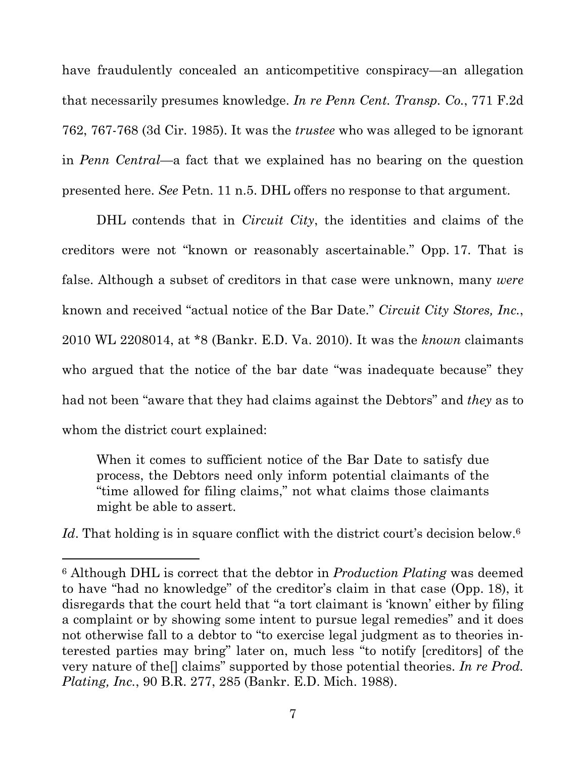have fraudulently concealed an anticompetitive conspiracy—an allegation that necessarily presumes knowledge. *In re Penn Cent. Transp. Co.*, 771 F.2d 762, 767-768 (3d Cir. 1985). It was the *trustee* who was alleged to be ignorant in *Penn Central*—a fact that we explained has no bearing on the question presented here. *See* Petn. 11 n.5. DHL offers no response to that argument.

DHL contends that in *Circuit City*, the identities and claims of the creditors were not "known or reasonably ascertainable." Opp. 17. That is false. Although a subset of creditors in that case were unknown, many *were* known and received "actual notice of the Bar Date." *Circuit City Stores, Inc.*, 2010 WL 2208014, at *8 (Bankr. E.D. Va. 2010). It was the *known* claimants who argued that the notice of the bar date "was inadequate because" they had not been "aware that they had claims against the Debtors" and *they* as to whom the district court explained:

> When it comes to sufficient notice of the Bar Date to satisfy due process, the Debtors need only inform potential claimants of the "time allowed for filing claims," not what claims those claimants might be able to assert.

*Id*. That holding is in square conflict with the district court's decision below.[6]

---

[6] Although DHL is correct that the debtor in *Production Plating* was deemed to have "had no knowledge" of the creditor's claim in that case (Opp. 18), it disregards that the court held that "a tort claimant is 'known' either by filing a complaint or by showing some intent to pursue legal remedies" and it does not otherwise fall to a debtor to "to exercise legal judgment as to theories interested parties may bring" later on, much less "to notify [creditors] of the very nature of the[] claims" supported by those potential theories. *In re Prod. Plating, Inc.*, 90 B.R. 277, 285 (Bankr. E.D. Mich. 1988).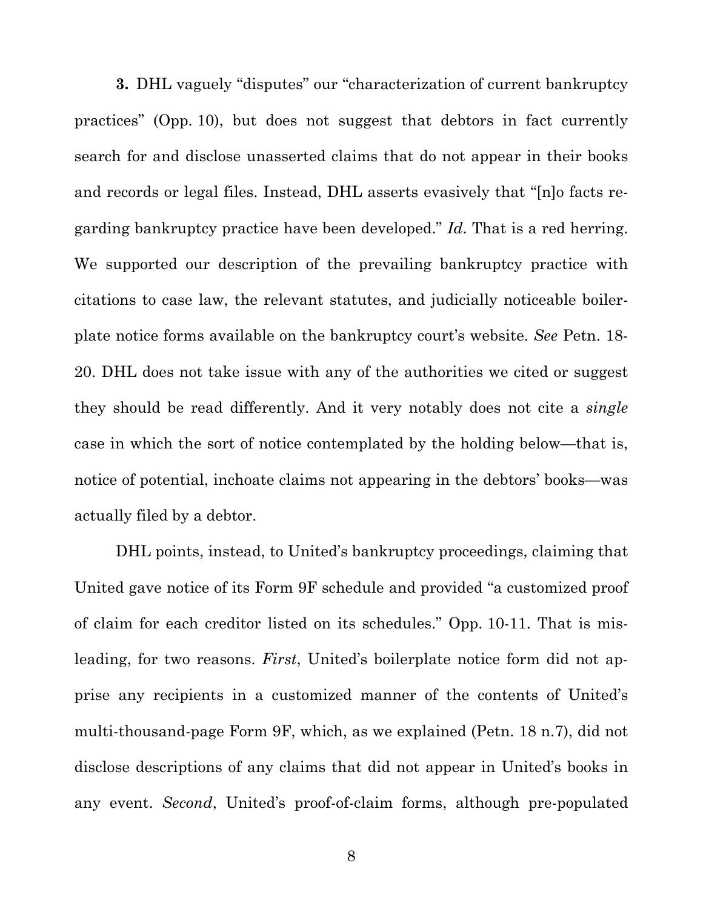**3.** DHL vaguely "disputes" our "characterization of current bankruptcy practices" (Opp. 10), but does not suggest that debtors in fact currently search for and disclose unasserted claims that do not appear in their books and records or legal files. Instead, DHL asserts evasively that "[n]o facts regarding bankruptcy practice have been developed." *Id*. That is a red herring. We supported our description of the prevailing bankruptcy practice with citations to case law, the relevant statutes, and judicially noticeable boilerplate notice forms available on the bankruptcy court's website. *See* Petn. 18-20. DHL does not take issue with any of the authorities we cited or suggest they should be read differently. And it very notably does not cite a *single* case in which the sort of notice contemplated by the holding below—that is, notice of potential, inchoate claims not appearing in the debtors' books—was actually filed by a debtor.

DHL points, instead, to United's bankruptcy proceedings, claiming that United gave notice of its Form 9F schedule and provided "a customized proof of claim for each creditor listed on its schedules." Opp. 10-11. That is misleading, for two reasons. *First*, United's boilerplate notice form did not apprise any recipients in a customized manner of the contents of United's multi-thousand-page Form 9F, which, as we explained (Petn. 18 n.7), did not disclose descriptions of any claims that did not appear in United's books in any event. *Second*, United's proof-of-claim forms, although pre-populated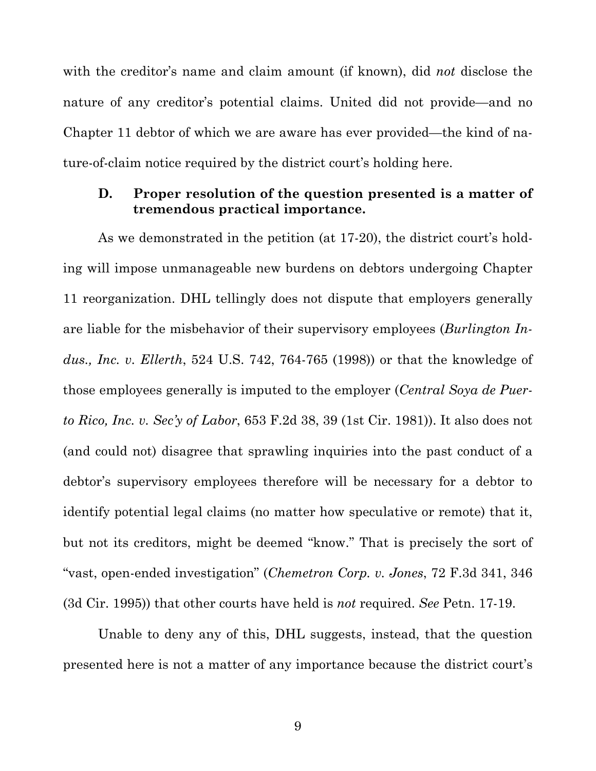with the creditor's name and claim amount (if known), did *not* disclose the nature of any creditor's potential claims. United did not provide—and no Chapter 11 debtor of which we are aware has ever provided—the kind of nature-of-claim notice required by the district court's holding here.

### D. Proper resolution of the question presented is a matter of tremendous practical importance.

As we demonstrated in the petition (at 17-20), the district court's holding will impose unmanageable new burdens on debtors undergoing Chapter 11 reorganization. DHL tellingly does not dispute that employers generally are liable for the misbehavior of their supervisory employees (*Burlington Indus., Inc. v. Ellerth*, 524 U.S. 742, 764-765 (1998)) or that the knowledge of those employees generally is imputed to the employer (*Central Soya de Puerto Rico, Inc. v. Sec'y of Labor*, 653 F.2d 38, 39 (1st Cir. 1981)). It also does not (and could not) disagree that sprawling inquiries into the past conduct of a debtor's supervisory employees therefore will be necessary for a debtor to identify potential legal claims (no matter how speculative or remote) that it, but not its creditors, might be deemed "know." That is precisely the sort of "vast, open-ended investigation" (*Chemetron Corp. v. Jones*, 72 F.3d 341, 346 (3d Cir. 1995)) that other courts have held is *not* required. *See* Petn. 17-19.

Unable to deny any of this, DHL suggests, instead, that the question presented here is not a matter of any importance because the district court's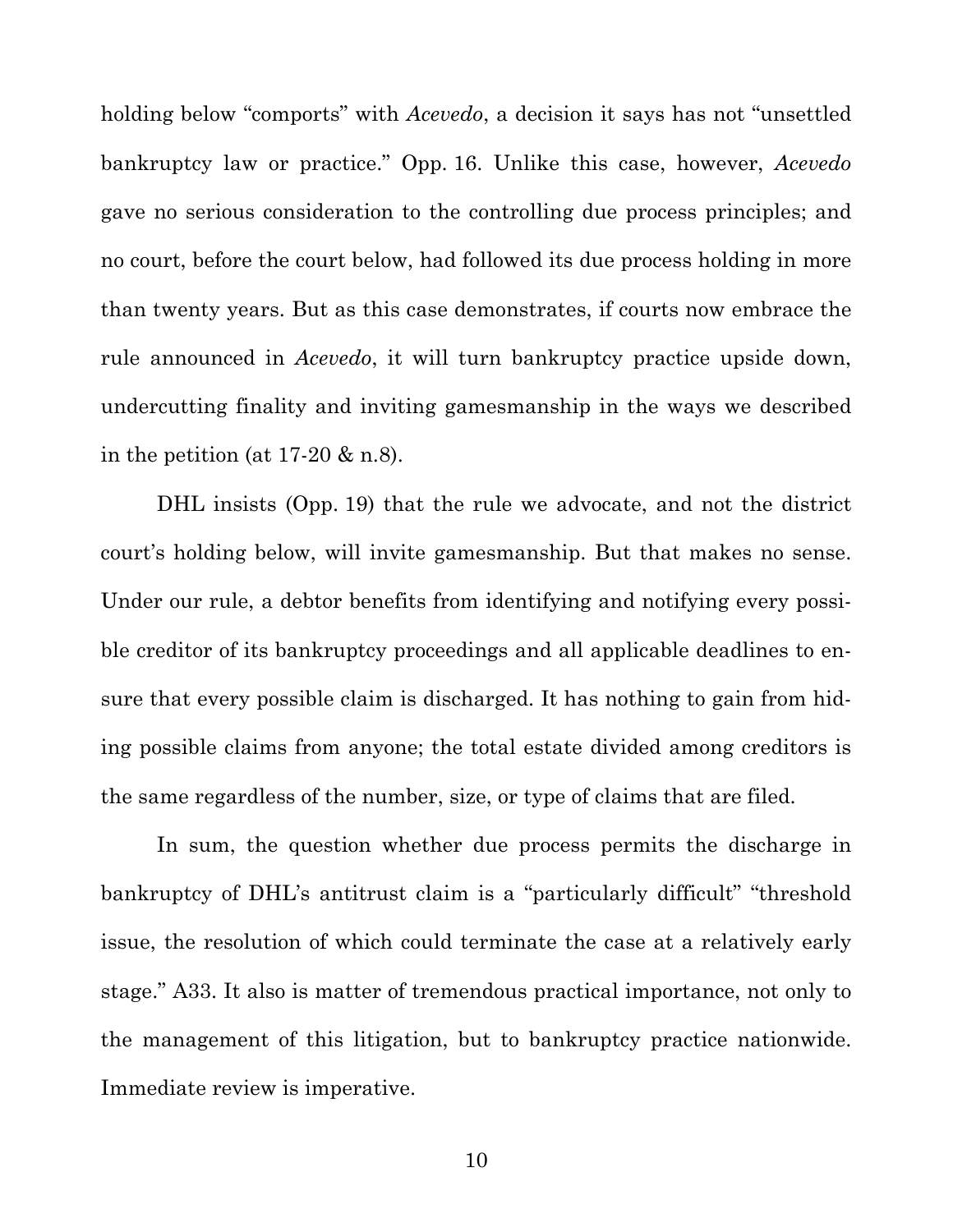holding below "comports" with *Acevedo*, a decision it says has not "unsettled bankruptcy law or practice." Opp. 16. Unlike this case, however, *Acevedo* gave no serious consideration to the controlling due process principles; and no court, before the court below, had followed its due process holding in more than twenty years. But as this case demonstrates, if courts now embrace the rule announced in *Acevedo*, it will turn bankruptcy practice upside down, undercutting finality and inviting gamesmanship in the ways we described in the petition (at 17-20 & n.8).

DHL insists (Opp. 19) that the rule we advocate, and not the district court's holding below, will invite gamesmanship. But that makes no sense. Under our rule, a debtor benefits from identifying and notifying every possible creditor of its bankruptcy proceedings and all applicable deadlines to ensure that every possible claim is discharged. It has nothing to gain from hiding possible claims from anyone; the total estate divided among creditors is the same regardless of the number, size, or type of claims that are filed.

In sum, the question whether due process permits the discharge in bankruptcy of DHL's antitrust claim is a "particularly difficult" "threshold issue, the resolution of which could terminate the case at a relatively early stage." A33. It also is matter of tremendous practical importance, not only to the management of this litigation, but to bankruptcy practice nationwide. Immediate review is imperative.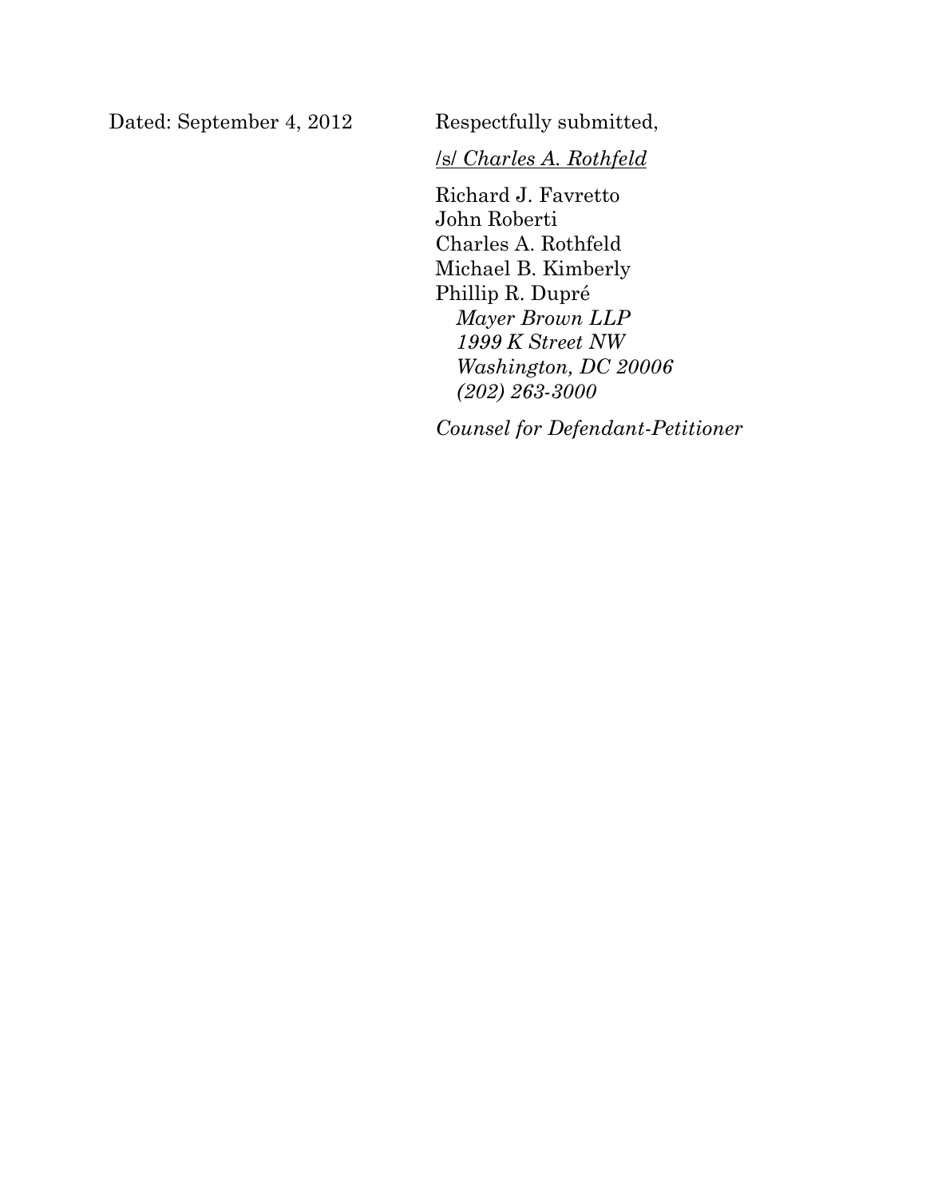Dated: September 4, 2012

Respectfully submitted,

/s/ *Charles A. Rothfeld*

Richard J. Favretto
John Roberti
Charles A. Rothfeld
Michael B. Kimberly
Phillip R. Dupré
*Mayer Brown LLP*
*1999 K Street NW*
*Washington, DC 20006*
*(202) 263-3000*

*Counsel for Defendant-Petitioner*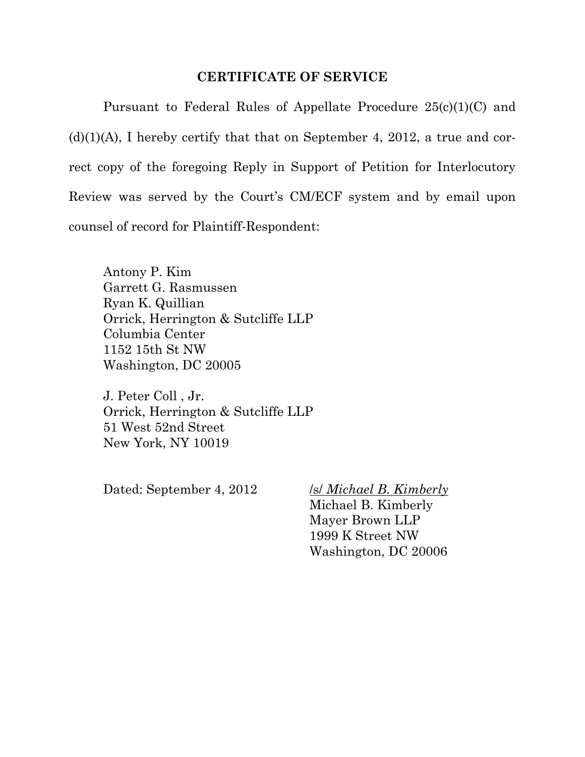## CERTIFICATE OF SERVICE

Pursuant to Federal Rules of Appellate Procedure 25(c)(1)(C) and (d)(1)(A), I hereby certify that that on September 4, 2012, a true and correct copy of the foregoing Reply in Support of Petition for Interlocutory Review was served by the Court's CM/ECF system and by email upon counsel of record for Plaintiff-Respondent:

Antony P. Kim
Garrett G. Rasmussen
Ryan K. Quillian
Orrick, Herrington & Sutcliffe LLP
Columbia Center
1152 15th St NW
Washington, DC 20005

J. Peter Coll , Jr.
Orrick, Herrington & Sutcliffe LLP
51 West 52nd Street
New York, NY 10019

Dated: September 4, 2012

/s/ *Michael B. Kimberly*
Michael B. Kimberly
Mayer Brown LLP
1999 K Street NW
Washington, DC 20006